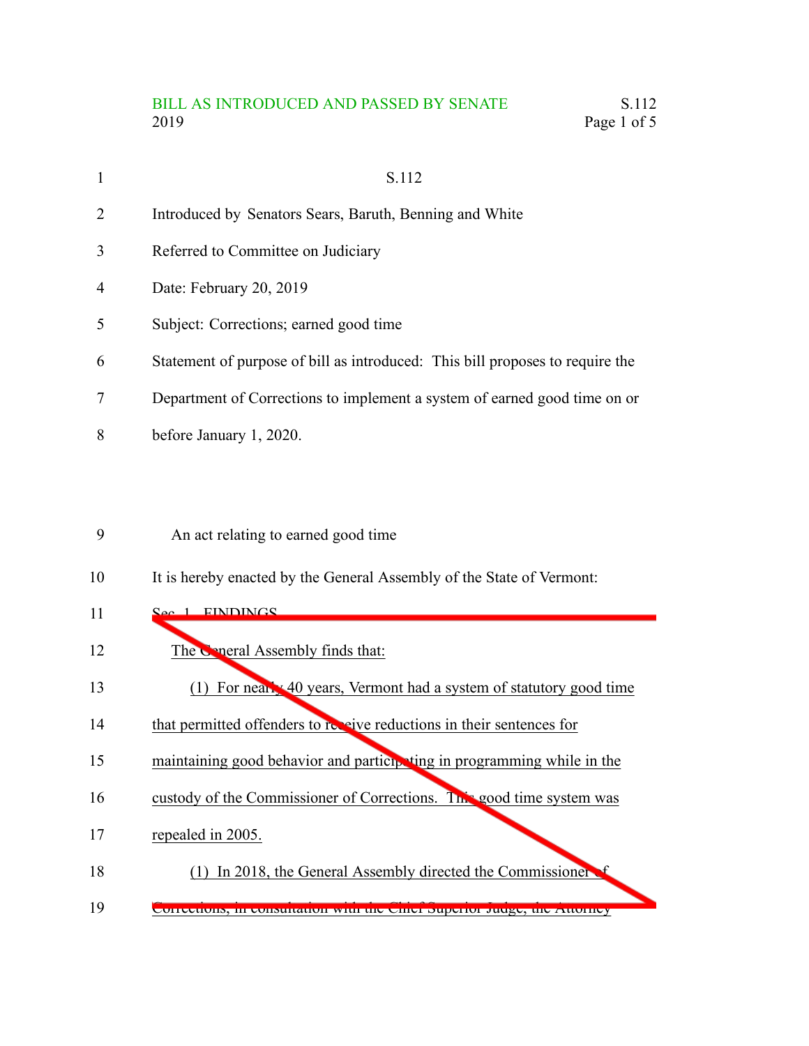BILL AS INTRODUCED AND PASSED BY SENATE

S.112

Introduced by Senators Sears, Baruth, Benning and White

Referred to Committee on Judiciary

Date: February 20, 2019

Subject: Corrections; earned good time

Statement of purpose of bill as introduced: This bill proposes to require the Department of Corrections to implement a system of earned good time on or before January 1, 2020.

An act relating to earned good time

It is hereby enacted by the General Assembly of the State of Vermont:

~~Sec. 1. FINDINGS~~

~~The General Assembly finds that:~~

~~(1) For nearly 40 years, Vermont had a system of statutory good time that permitted offenders to receive reductions in their sentences for maintaining good behavior and participating in programming while in the custody of the Commissioner of Corrections. This good time system was repealed in 2005.~~

~~(1) In 2018, the General Assembly directed the Commissioner of Corrections, in consultation with the Chief Superior Judge, the Attorney~~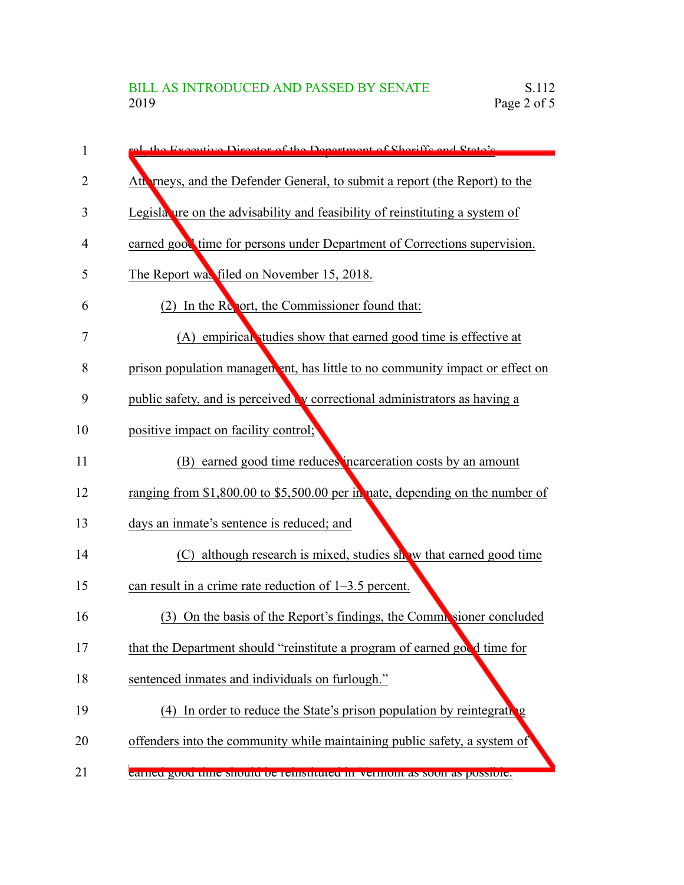ral, the Executive Director of the Department of Sheriffs and State's Attorneys, and the Defender General, to submit a report (the Report) to the Legislature on the advisability and feasibility of reinstituting a system of earned good time for persons under Department of Corrections supervision. The Report was filed on November 15, 2018.

(2) In the Report, the Commissioner found that:

(A) empirical studies show that earned good time is effective at prison population management, has little to no community impact or effect on public safety, and is perceived by correctional administrators as having a positive impact on facility control;

(B) earned good time reduces incarceration costs by an amount ranging from $1,800.00 to $5,500.00 per inmate, depending on the number of days an inmate's sentence is reduced; and

(C) although research is mixed, studies show that earned good time can result in a crime rate reduction of 1–3.5 percent.

(3) On the basis of the Report's findings, the Commissioner concluded that the Department should "reinstitute a program of earned good time for sentenced inmates and individuals on furlough."

(4) In order to reduce the State's prison population by reintegrating offenders into the community while maintaining public safety, a system of earned good time should be reinstituted in Vermont as soon as possible.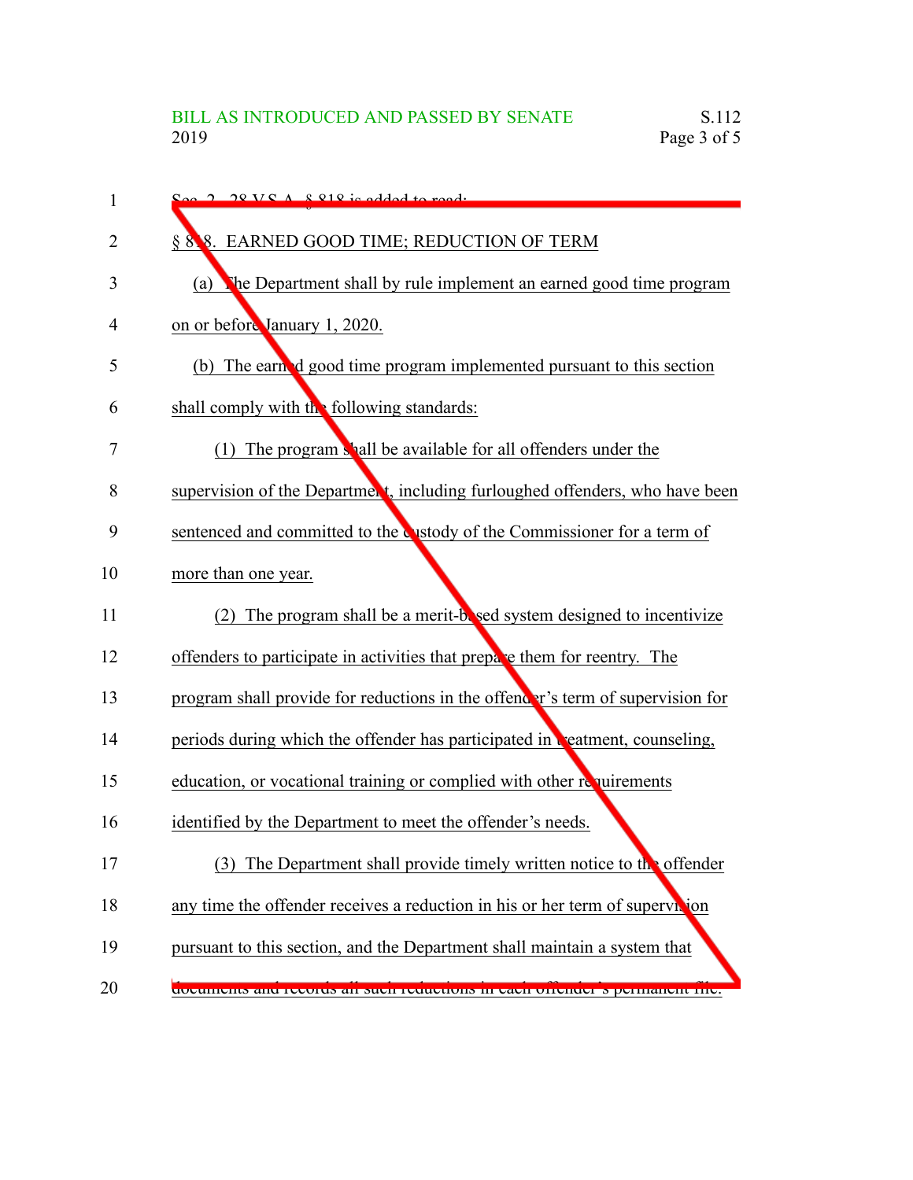Sec. 2. 28 V.S.A. § 818 is added to read:

§ 818. EARNED GOOD TIME; REDUCTION OF TERM

(a) The Department shall by rule implement an earned good time program on or before January 1, 2020.

(b) The earned good time program implemented pursuant to this section shall comply with the following standards:

(1) The program shall be available for all offenders under the supervision of the Department, including furloughed offenders, who have been sentenced and committed to the custody of the Commissioner for a term of more than one year.

(2) The program shall be a merit-based system designed to incentivize offenders to participate in activities that prepare them for reentry. The program shall provide for reductions in the offender's term of supervision for periods during which the offender has participated in treatment, counseling, education, or vocational training or complied with other requirements identified by the Department to meet the offender's needs.

(3) The Department shall provide timely written notice to the offender any time the offender receives a reduction in his or her term of supervision pursuant to this section, and the Department shall maintain a system that documents and records all such reductions in each offender's permanent file.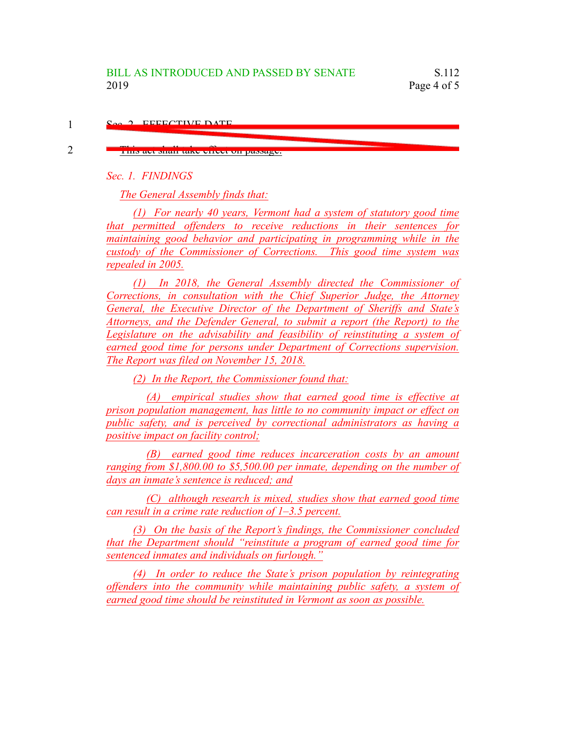~~Sec. 2. EFFECTIVE DATE~~

~~This act shall take effect on passage.~~

*Sec. 1. FINDINGS*

*The General Assembly finds that:*

*(1) For nearly 40 years, Vermont had a system of statutory good time that permitted offenders to receive reductions in their sentences for maintaining good behavior and participating in programming while in the custody of the Commissioner of Corrections. This good time system was repealed in 2005.*

*(1) In 2018, the General Assembly directed the Commissioner of Corrections, in consultation with the Chief Superior Judge, the Attorney General, the Executive Director of the Department of Sheriffs and State's Attorneys, and the Defender General, to submit a report (the Report) to the Legislature on the advisability and feasibility of reinstituting a system of earned good time for persons under Department of Corrections supervision. The Report was filed on November 15, 2018.*

*(2) In the Report, the Commissioner found that:*

*(A) empirical studies show that earned good time is effective at prison population management, has little to no community impact or effect on public safety, and is perceived by correctional administrators as having a positive impact on facility control;*

*(B) earned good time reduces incarceration costs by an amount ranging from $1,800.00 to $5,500.00 per inmate, depending on the number of days an inmate's sentence is reduced; and*

*(C) although research is mixed, studies show that earned good time can result in a crime rate reduction of 1–3.5 percent.*

*(3) On the basis of the Report's findings, the Commissioner concluded that the Department should "reinstitute a program of earned good time for sentenced inmates and individuals on furlough."*

*(4) In order to reduce the State's prison population by reintegrating offenders into the community while maintaining public safety, a system of earned good time should be reinstituted in Vermont as soon as possible.*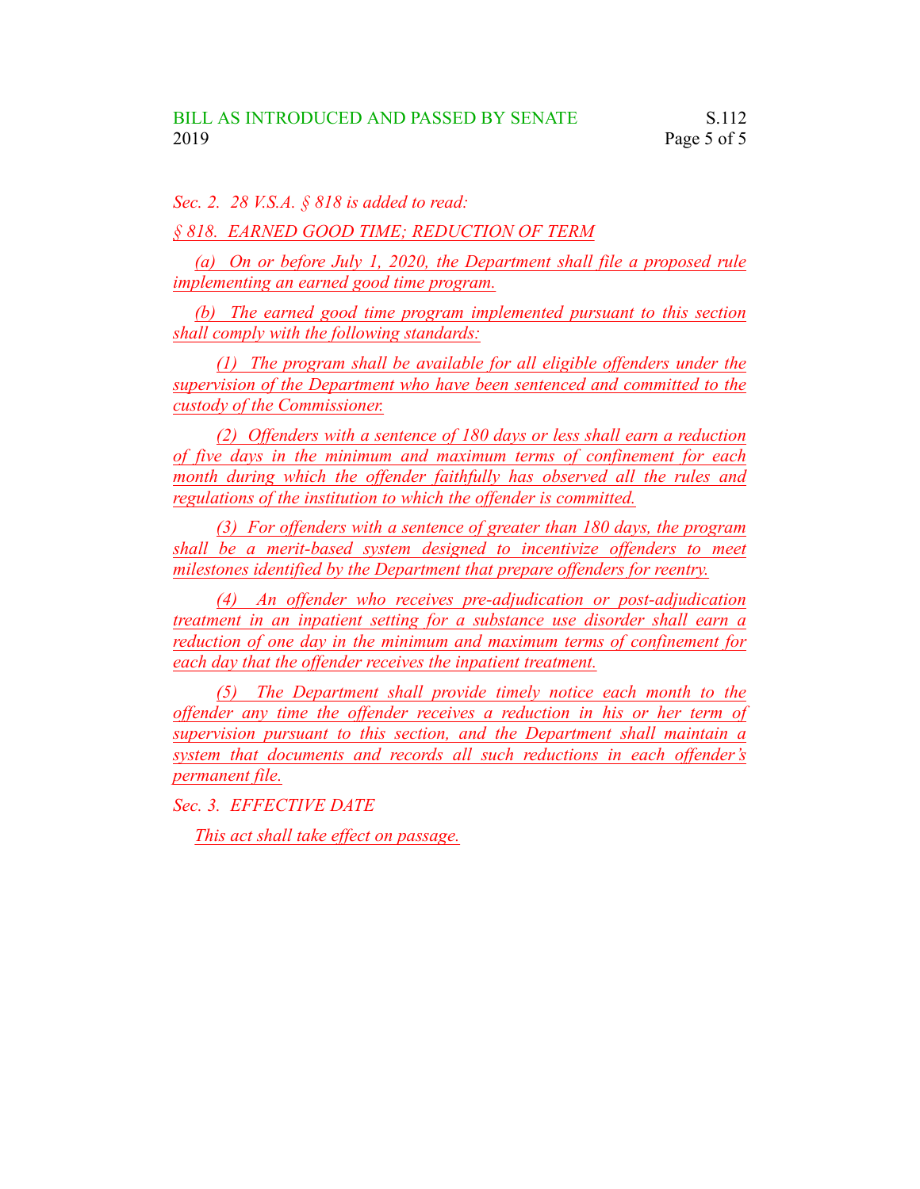*Sec. 2. 28 V.S.A. § 818 is added to read:*

*§ 818. EARNED GOOD TIME; REDUCTION OF TERM*

*(a) On or before July 1, 2020, the Department shall file a proposed rule implementing an earned good time program.*

*(b) The earned good time program implemented pursuant to this section shall comply with the following standards:*

*(1) The program shall be available for all eligible offenders under the supervision of the Department who have been sentenced and committed to the custody of the Commissioner.*

*(2) Offenders with a sentence of 180 days or less shall earn a reduction of five days in the minimum and maximum terms of confinement for each month during which the offender faithfully has observed all the rules and regulations of the institution to which the offender is committed.*

*(3) For offenders with a sentence of greater than 180 days, the program shall be a merit-based system designed to incentivize offenders to meet milestones identified by the Department that prepare offenders for reentry.*

*(4) An offender who receives pre-adjudication or post-adjudication treatment in an inpatient setting for a substance use disorder shall earn a reduction of one day in the minimum and maximum terms of confinement for each day that the offender receives the inpatient treatment.*

*(5) The Department shall provide timely notice each month to the offender any time the offender receives a reduction in his or her term of supervision pursuant to this section, and the Department shall maintain a system that documents and records all such reductions in each offender's permanent file.*

*Sec. 3. EFFECTIVE DATE*

*This act shall take effect on passage.*